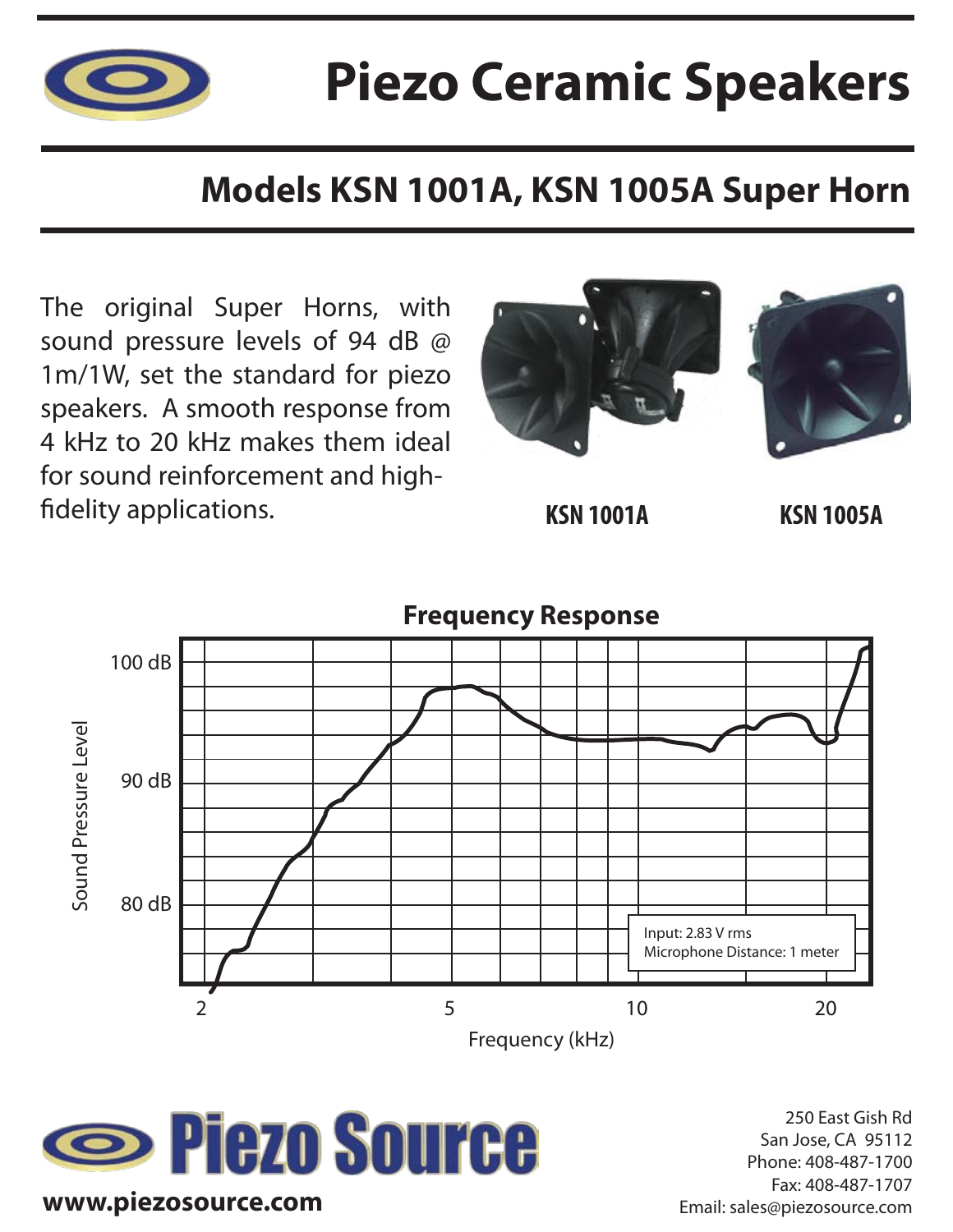# Piezo Ceramic Speakers

## Models KSN 1001A, KSN 1005A Super Horn

The original Super Horns, with sound pressure levels of 94 dB @ 1m/1W, set the standard for piezo speakers. A smooth response from 4 kHz to 20 kHz makes them ideal for sound reinforcement and high-fidelity applications.

**KSN 1001A** **KSN 1005A**

### Frequency Response

Sound Pressure Level: 100 dB, 90 dB, 80 dB

Frequency (kHz): 2, 5, 10, 20

Input: 2.83 V rms
Microphone Distance: 1 meter

**Piezo Source**

**www.piezosource.com**

250 East Gish Rd
San Jose, CA 95112
Phone: 408-487-1700
Fax: 408-487-1707
Email: sales@piezosource.com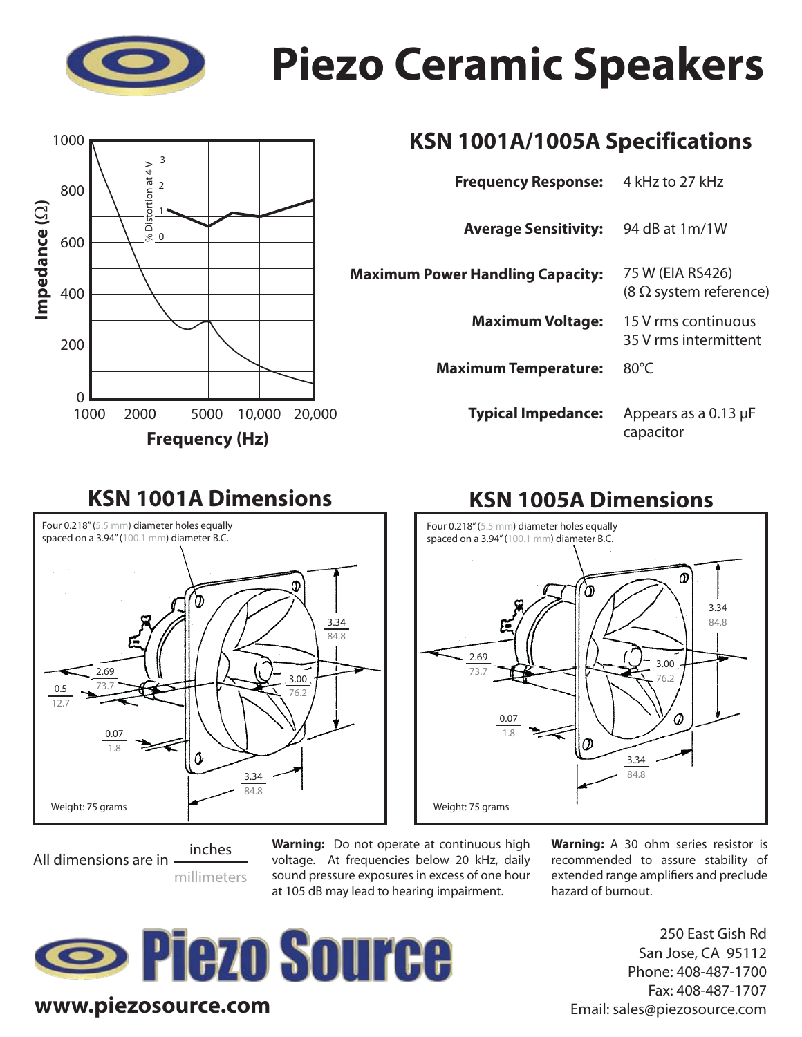# Piezo Ceramic Speakers

Impedance (Ω)

1000
800
600
400
200
0

1000 2000 5000 10,000 20,000

Frequency (Hz)

% Distortion at 4 V

3
2
1
0

## KSN 1001A/1005A Specifications

| | |
|---|---|
| **Frequency Response:** | 4 kHz to 27 kHz |
| **Average Sensitivity:** | 94 dB at 1m/1W |
| **Maximum Power Handling Capacity:** | 75 W (EIA RS426) (8 Ω system reference) |
| **Maximum Voltage:** | 15 V rms continuous<br>35 V rms intermittent |
| **Maximum Temperature:** | 80°C |
| **Typical Impedance:** | Appears as a 0.13 µF capacitor |

## KSN 1001A Dimensions

Four 0.218" (5.5 mm) diameter holes equally spaced on a 3.94" (100.1 mm) diameter B.C.

3.34 / 84.8

2.69 / 73.7

0.5 / 12.7

3.00 / 76.2

0.07 / 1.8

3.34 / 84.8

Weight: 75 grams

## KSN 1005A Dimensions

Four 0.218" (5.5 mm) diameter holes equally spaced on a 3.94" (100.1 mm) diameter B.C.

3.34 / 84.8

2.69 / 73.7

3.00 / 76.2

0.07 / 1.8

3.34 / 84.8

Weight: 75 grams

All dimensions are in inches / millimeters

**Warning:** Do not operate at continuous high voltage. At frequencies below 20 kHz, daily sound pressure exposures in excess of one hour at 105 dB may lead to hearing impairment.

**Warning:** A 30 ohm series resistor is recommended to assure stability of extended range amplifiers and preclude hazard of burnout.

Piezo Source

www.piezosource.com

250 East Gish Rd
San Jose, CA 95112
Phone: 408-487-1700
Fax: 408-487-1707
Email: sales@piezosource.com